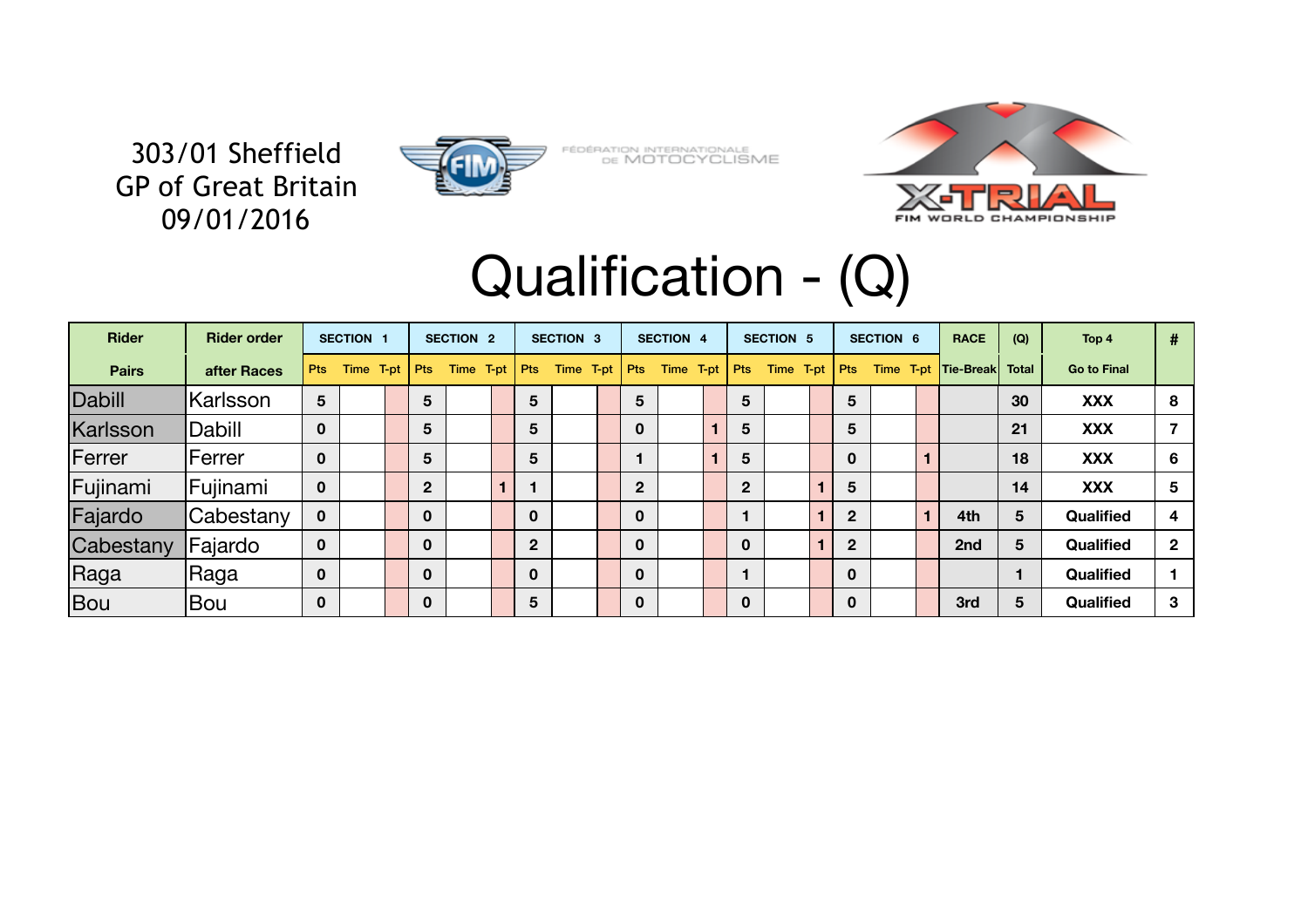303/01 Sheffield
GP of Great Britain
09/01/2016

FÉDÉRATION INTERNATIONALE DE MOTOCYCLISME

X-TRIAL FIM WORLD CHAMPIONSHIP

# Qualification - (Q)

| Rider | Rider order | SECTION 1 | | | SECTION 2 | | | SECTION 3 | | | SECTION 4 | | | SECTION 5 | | | SECTION 6 | | | RACE | (Q) | Top 4 | # |
|---|---|---|---|---|---|---|---|---|---|---|---|---|---|---|---|---|---|---|---|---|---|---|---|
| Pairs | after Races | Pts | Time | T-pt | Pts | Time | T-pt | Pts | Time | T-pt | Pts | Time | T-pt | Pts | Time | T-pt | Pts | Time | T-pt | Tie-Break | Total | Go to Final | |
| Dabill | Karlsson | 5 | | | 5 | | | 5 | | | 5 | | | 5 | | | 5 | | | | 30 | XXX | 8 |
| Karlsson | Dabill | 0 | | | 5 | | | 5 | | | 0 | | 1 | 5 | | | 5 | | | | 21 | XXX | 7 |
| Ferrer | Ferrer | 0 | | | 5 | | | 5 | | | 1 | | 1 | 5 | | | 0 | | 1 | | 18 | XXX | 6 |
| Fujinami | Fujinami | 0 | | | 2 | | 1 | 1 | | | 2 | | | 2 | | 1 | 5 | | | | 14 | XXX | 5 |
| Fajardo | Cabestany | 0 | | | 0 | | | 0 | | | 0 | | | 1 | | 1 | 2 | | 1 | 4th | 5 | Qualified | 4 |
| Cabestany | Fajardo | 0 | | | 0 | | | 2 | | | 0 | | | 0 | | 1 | 2 | | | 2nd | 5 | Qualified | 2 |
| Raga | Raga | 0 | | | 0 | | | 0 | | | 0 | | | 1 | | | 0 | | | | 1 | Qualified | 1 |
| Bou | Bou | 0 | | | 0 | | | 5 | | | 0 | | | 0 | | | 0 | | | 3rd | 5 | Qualified | 3 |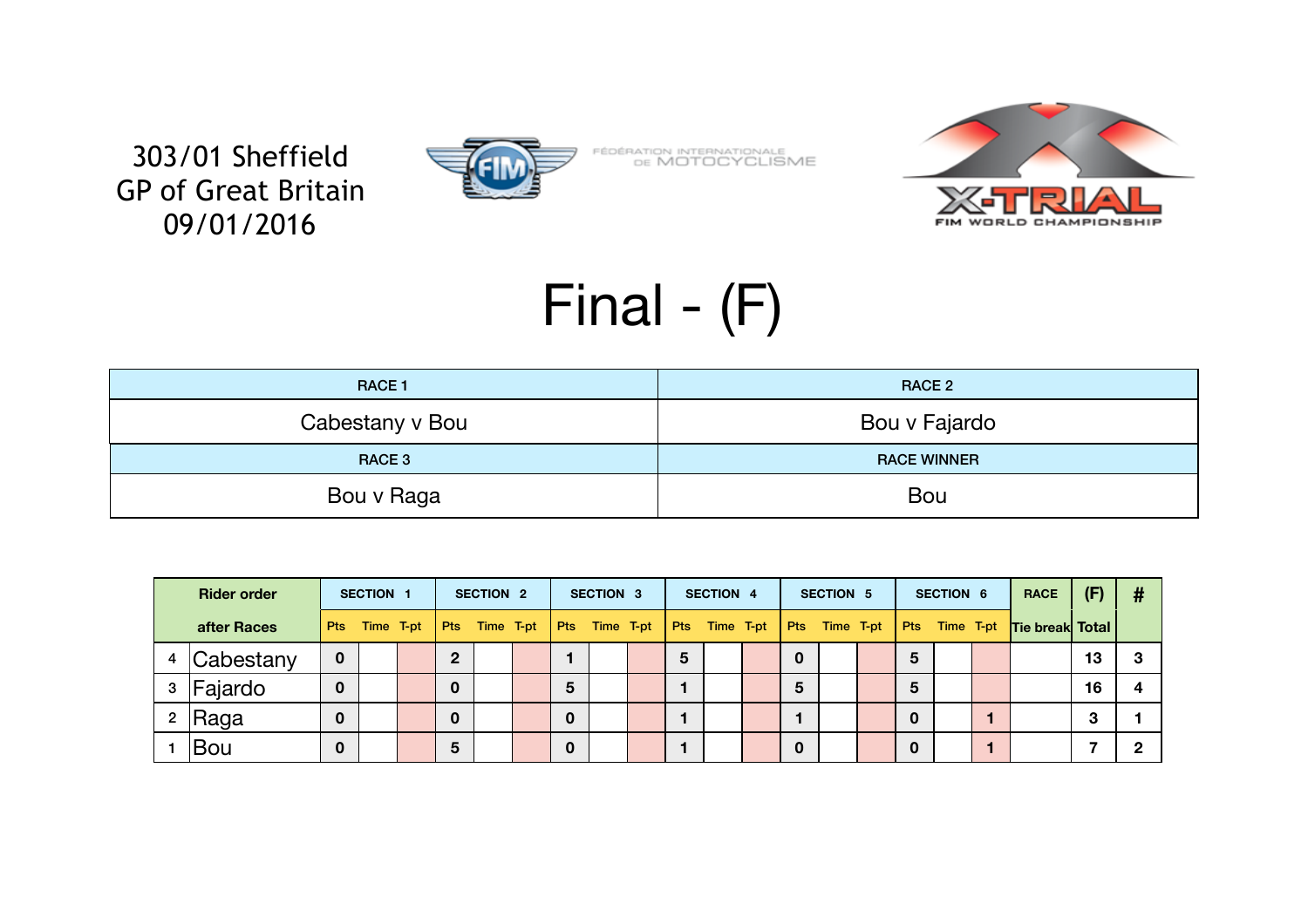303/01 Sheffield
GP of Great Britain
09/01/2016

FÉDÉRATION INTERNATIONALE DE MOTOCYCLISME

X-TRIAL FIM WORLD CHAMPIONSHIP

# Final - (F)

| RACE 1 | RACE 2 |
|---|---|
| Cabestany v Bou | Bou v Fajardo |
| **RACE 3** | **RACE WINNER** |
| Bou v Raga | Bou |

| Rider order after Races | | SECTION 1 | | | SECTION 2 | | | SECTION 3 | | | SECTION 4 | | | SECTION 5 | | | SECTION 6 | | | RACE | (F) | # |
|---|---|---|---|---|---|---|---|---|---|---|---|---|---|---|---|---|---|---|---|---|---|---|
| | | Pts | Time | T-pt | Pts | Time | T-pt | Pts | Time | T-pt | Pts | Time | T-pt | Pts | Time | T-pt | Pts | Time | T-pt | Tie break | Total | |
| 4 | Cabestany | 0 | | | 2 | | | 1 | | | 5 | | | 0 | | | 5 | | | | 13 | 3 |
| 3 | Fajardo | 0 | | | 0 | | | 5 | | | 1 | | | 5 | | | 5 | | | | 16 | 4 |
| 2 | Raga | 0 | | | 0 | | | 0 | | | 1 | | | 1 | | | 0 | | 1 | | 3 | 1 |
| 1 | Bou | 0 | | | 5 | | | 0 | | | 1 | | | 0 | | | 0 | | 1 | | 7 | 2 |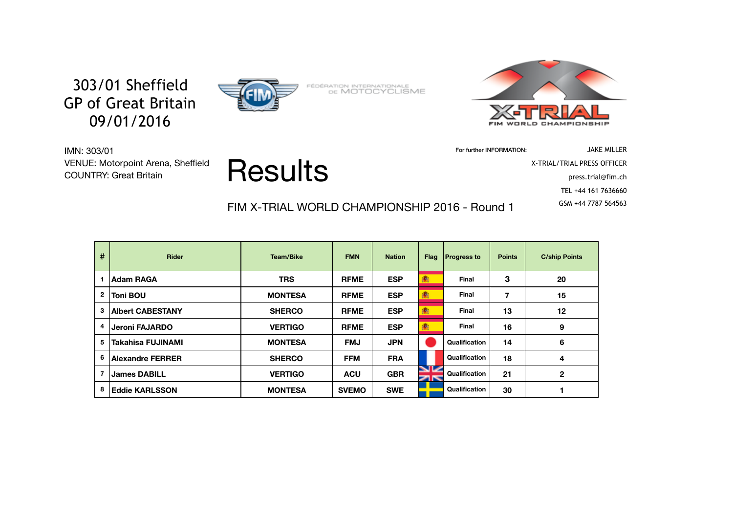303/01 Sheffield
GP of Great Britain
09/01/2016

FÉDÉRATION INTERNATIONALE DE MOTOCYCLISME

X-TRIAL FIM WORLD CHAMPIONSHIP

IMN: 303/01
VENUE: Motorpoint Arena, Sheffield
COUNTRY: Great Britain

# Results

For further INFORMATION: JAKE MILLER
X-TRIAL/TRIAL PRESS OFFICER
press.trial@fim.ch
TEL +44 161 7636660
GSM +44 7787 564563

## FIM X-TRIAL WORLD CHAMPIONSHIP 2016 - Round 1

| # | Rider | Team/Bike | FMN | Nation | Flag | Progress to | Points | C/ship Points |
|---|---|---|---|---|---|---|---|---|
| 1 | Adam RAGA | TRS | RFME | ESP | | Final | 3 | 20 |
| 2 | Toni BOU | MONTESA | RFME | ESP | | Final | 7 | 15 |
| 3 | Albert CABESTANY | SHERCO | RFME | ESP | | Final | 13 | 12 |
| 4 | Jeroni FAJARDO | VERTIGO | RFME | ESP | | Final | 16 | 9 |
| 5 | Takahisa FUJINAMI | MONTESA | FMJ | JPN | | Qualification | 14 | 6 |
| 6 | Alexandre FERRER | SHERCO | FFM | FRA | | Qualification | 18 | 4 |
| 7 | James DABILL | VERTIGO | ACU | GBR | | Qualification | 21 | 2 |
| 8 | Eddie KARLSSON | MONTESA | SVEMO | SWE | | Qualification | 30 | 1 |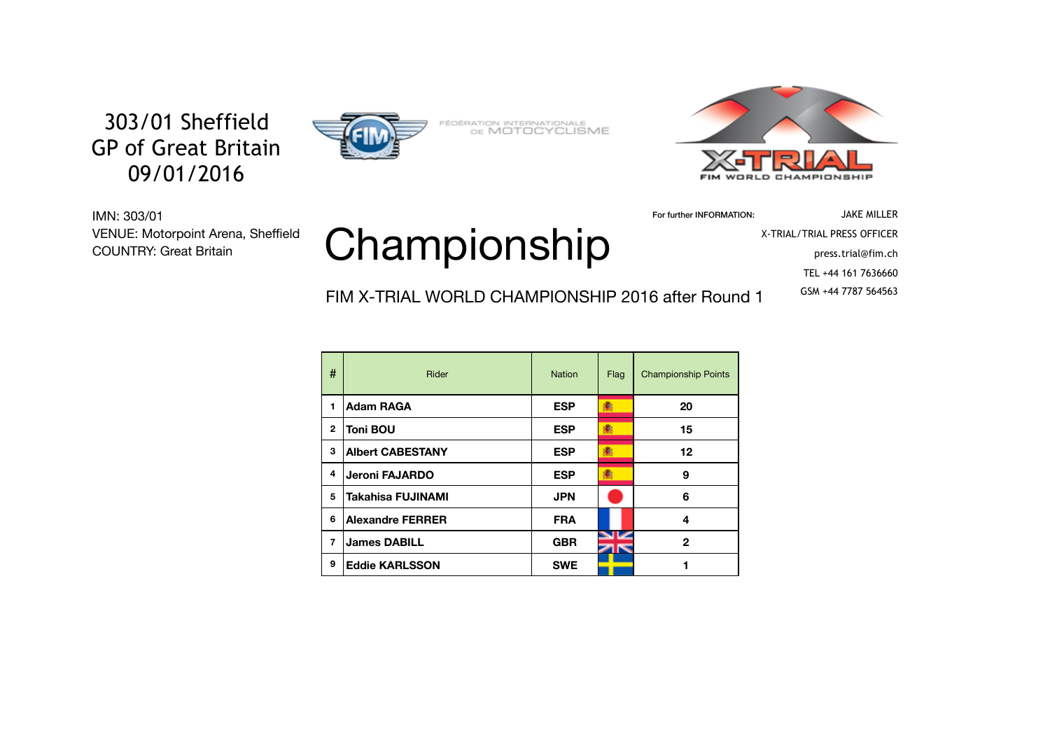303/01 Sheffield
GP of Great Britain
09/01/2016

FÉDÉRATION INTERNATIONALE DE MOTOCYCLISME

X-TRIAL FIM WORLD CHAMPIONSHIP

IMN: 303/01
VENUE: Motorpoint Arena, Sheffield
COUNTRY: Great Britain

# Championship

FIM X-TRIAL WORLD CHAMPIONSHIP 2016 after Round 1

For further INFORMATION: JAKE MILLER
X-TRIAL/TRIAL PRESS OFFICER
press.trial@fim.ch
TEL +44 161 7636660
GSM +44 7787 564563

| # | Rider | Nation | Flag | Championship Points |
|---|---|---|---|---|
| 1 | **Adam RAGA** | **ESP** | | **20** |
| 2 | **Toni BOU** | **ESP** | | **15** |
| 3 | **Albert CABESTANY** | **ESP** | | **12** |
| 4 | **Jeroni FAJARDO** | **ESP** | | **9** |
| 5 | **Takahisa FUJINAMI** | **JPN** | | **6** |
| 6 | **Alexandre FERRER** | **FRA** | | **4** |
| 7 | **James DABILL** | **GBR** | | **2** |
| 9 | **Eddie KARLSSON** | **SWE** | | **1** |